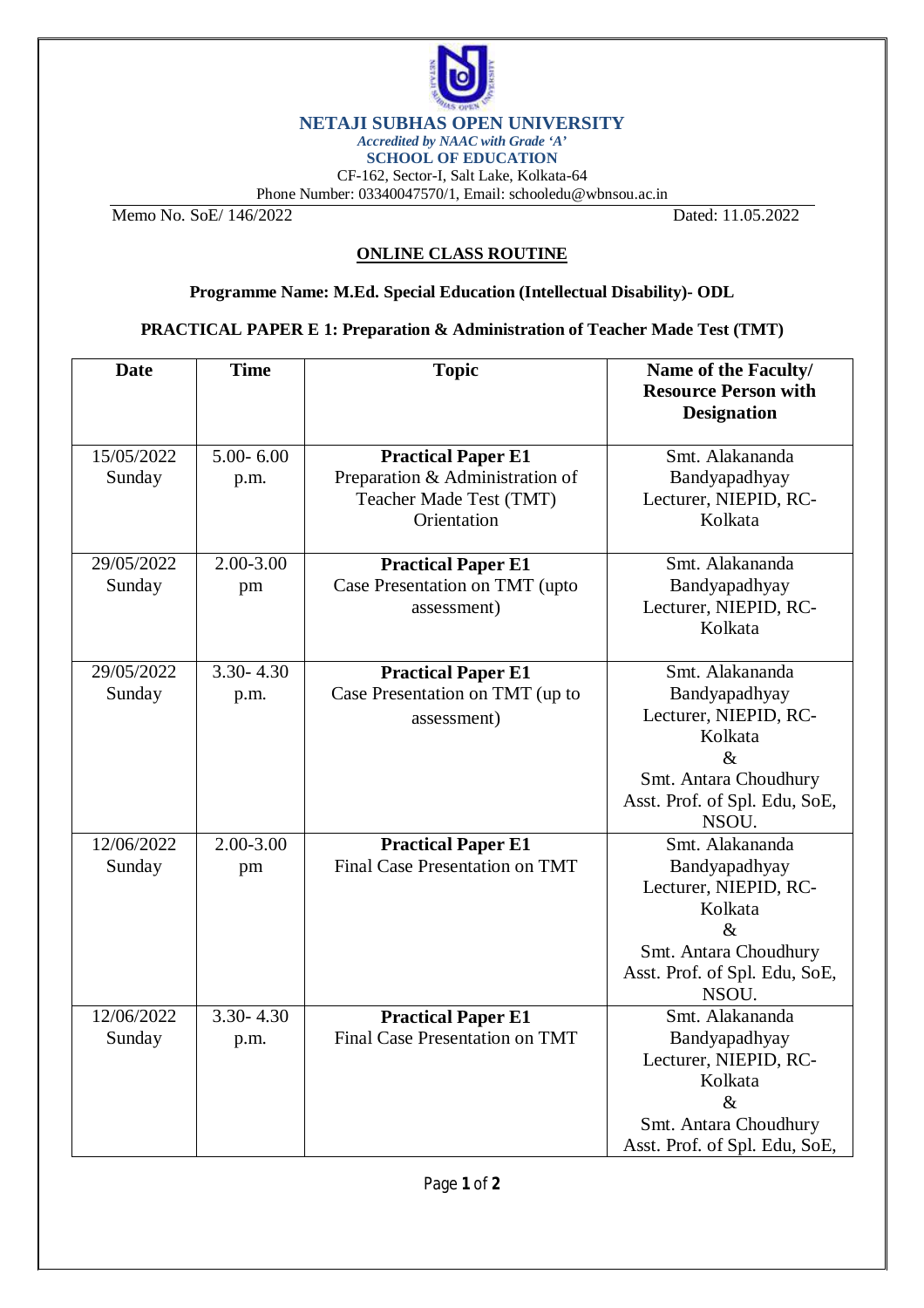**NETAJI SUBHAS OPEN UNIVERSITY**

*Accredited by NAAC with Grade 'A'*

**SCHOOL OF EDUCATION**

CF-162, Sector-I, Salt Lake, Kolkata-64

Phone Number: 03340047570/1, Email: schooledu@wbnsou.ac.in

Memo No. SoE/ 146/2022 Dated: 11.05.2022

## ONLINE CLASS ROUTINE

**Programme Name: M.Ed. Special Education (Intellectual Disability)- ODL**

**PRACTICAL PAPER E 1: Preparation & Administration of Teacher Made Test (TMT)**

| Date | Time | Topic | Name of the Faculty/ Resource Person with Designation |
|---|---|---|---|
| 15/05/2022 Sunday | 5.00- 6.00 p.m. | **Practical Paper E1** Preparation & Administration of Teacher Made Test (TMT) Orientation | Smt. Alakananda Bandyapadhyay Lecturer, NIEPID, RC-Kolkata |
| 29/05/2022 Sunday | 2.00-3.00 pm | **Practical Paper E1** Case Presentation on TMT (upto assessment) | Smt. Alakananda Bandyapadhyay Lecturer, NIEPID, RC-Kolkata |
| 29/05/2022 Sunday | 3.30- 4.30 p.m. | **Practical Paper E1** Case Presentation on TMT (up to assessment) | Smt. Alakananda Bandyapadhyay Lecturer, NIEPID, RC-Kolkata & Smt. Antara Choudhury Asst. Prof. of Spl. Edu, SoE, NSOU. |
| 12/06/2022 Sunday | 2.00-3.00 pm | **Practical Paper E1** Final Case Presentation on TMT | Smt. Alakananda Bandyapadhyay Lecturer, NIEPID, RC-Kolkata & Smt. Antara Choudhury Asst. Prof. of Spl. Edu, SoE, NSOU. |
| 12/06/2022 Sunday | 3.30- 4.30 p.m. | **Practical Paper E1** Final Case Presentation on TMT | Smt. Alakananda Bandyapadhyay Lecturer, NIEPID, RC-Kolkata & Smt. Antara Choudhury Asst. Prof. of Spl. Edu, SoE, |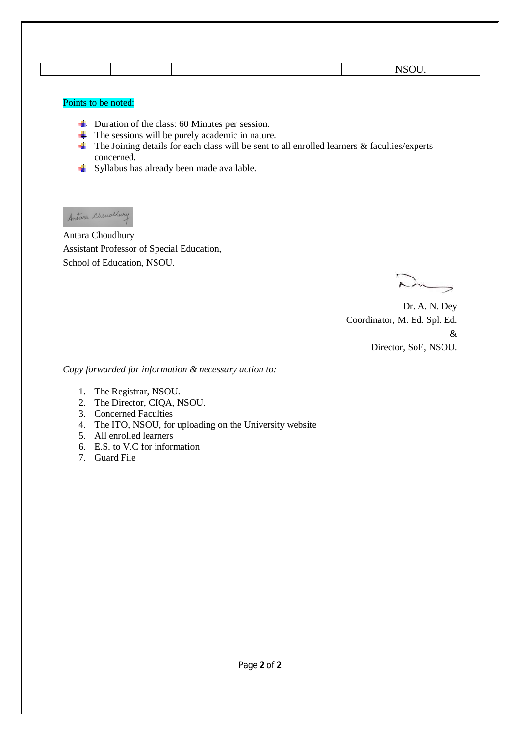| | | | |
|---|---|---|---|
| | | | NSOU. |

Points to be noted:

- Duration of the class: 60 Minutes per session.
- The sessions will be purely academic in nature.
- The Joining details for each class will be sent to all enrolled learners & faculties/experts concerned.
- Syllabus has already been made available.

Antara Choudhury
Assistant Professor of Special Education,
School of Education, NSOU.

Dr. A. N. Dey
Coordinator, M. Ed. Spl. Ed.
&
Director, SoE, NSOU.

*Copy forwarded for information & necessary action to:*

1. The Registrar, NSOU.
2. The Director, CIQA, NSOU.
3. Concerned Faculties
4. The ITO, NSOU, for uploading on the University website
5. All enrolled learners
6. E.S. to V.C for information
7. Guard File